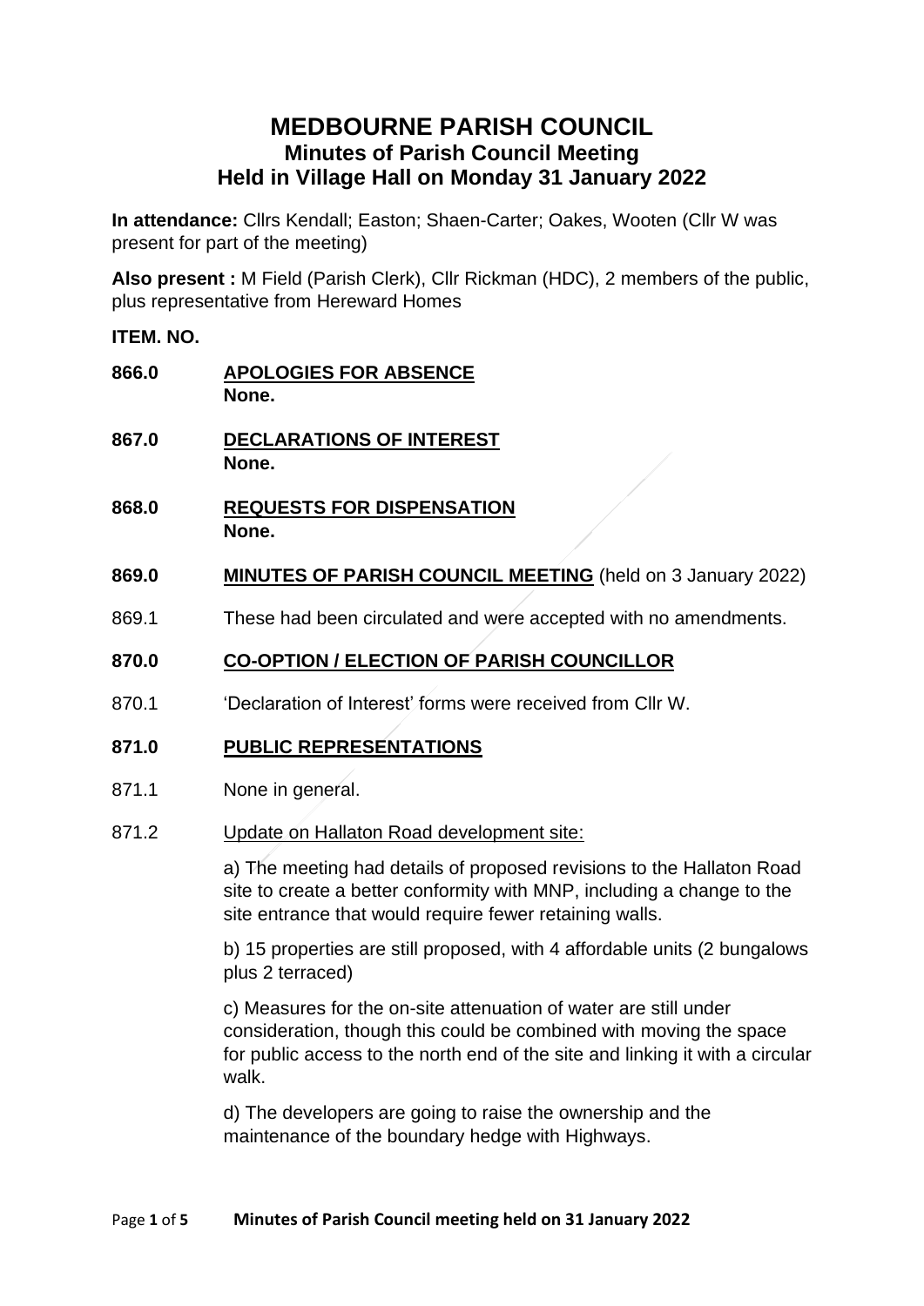# MEDBOURNE PARISH COUNCIL
## Minutes of Parish Council Meeting
## Held in Village Hall on Monday 31 January 2022

**In attendance:** Cllrs Kendall; Easton; Shaen-Carter; Oakes, Wooten (Cllr W was present for part of the meeting)

**Also present :** M Field (Parish Clerk), Cllr Rickman (HDC), 2 members of the public, plus representative from Hereward Homes

**ITEM. NO.**

**866.0** **APOLOGIES FOR ABSENCE**
**None.**

**867.0** **DECLARATIONS OF INTEREST**
**None.**

**868.0** **REQUESTS FOR DISPENSATION**
**None.**

**869.0** **MINUTES OF PARISH COUNCIL MEETING** (held on 3 January 2022)

869.1 These had been circulated and were accepted with no amendments.

**870.0** **CO-OPTION / ELECTION OF PARISH COUNCILLOR**

870.1 'Declaration of Interest' forms were received from Cllr W.

**871.0** **PUBLIC REPRESENTATIONS**

871.1 None in general.

871.2 Update on Hallaton Road development site:

a) The meeting had details of proposed revisions to the Hallaton Road site to create a better conformity with MNP, including a change to the site entrance that would require fewer retaining walls.

b) 15 properties are still proposed, with 4 affordable units (2 bungalows plus 2 terraced)

c) Measures for the on-site attenuation of water are still under consideration, though this could be combined with moving the space for public access to the north end of the site and linking it with a circular walk.

d) The developers are going to raise the ownership and the maintenance of the boundary hedge with Highways.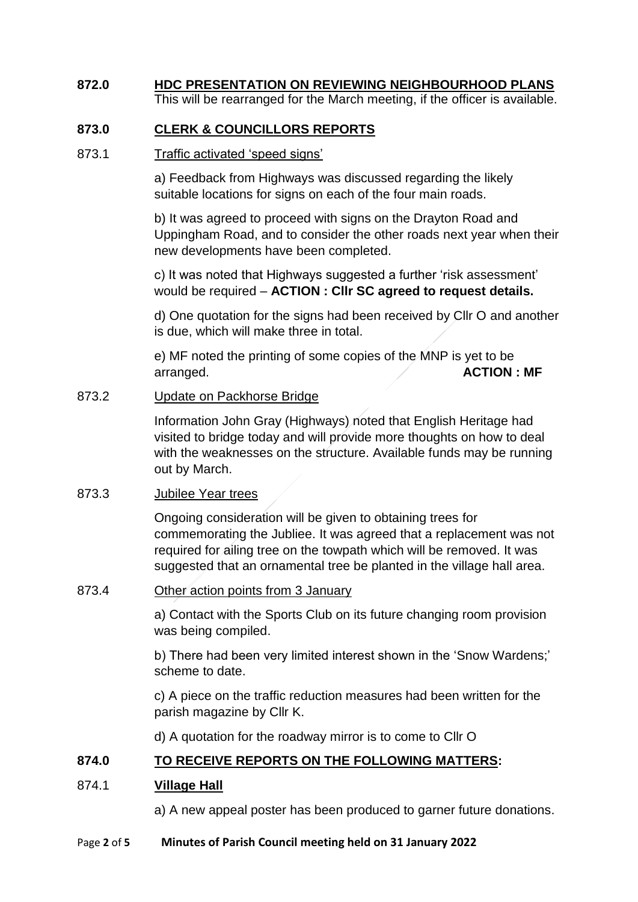**872.0 HDC PRESENTATION ON REVIEWING NEIGHBOURHOOD PLANS**

This will be rearranged for the March meeting, if the officer is available.

**873.0 CLERK & COUNCILLORS REPORTS**

873.1 Traffic activated 'speed signs'

a) Feedback from Highways was discussed regarding the likely suitable locations for signs on each of the four main roads.

b) It was agreed to proceed with signs on the Drayton Road and Uppingham Road, and to consider the other roads next year when their new developments have been completed.

c) It was noted that Highways suggested a further 'risk assessment' would be required – **ACTION : Cllr SC agreed to request details.**

d) One quotation for the signs had been received by Cllr O and another is due, which will make three in total.

e) MF noted the printing of some copies of the MNP is yet to be arranged. **ACTION : MF**

873.2 Update on Packhorse Bridge

Information John Gray (Highways) noted that English Heritage had visited to bridge today and will provide more thoughts on how to deal with the weaknesses on the structure. Available funds may be running out by March.

873.3 Jubilee Year trees

Ongoing consideration will be given to obtaining trees for commemorating the Jubliee. It was agreed that a replacement was not required for ailing tree on the towpath which will be removed. It was suggested that an ornamental tree be planted in the village hall area.

873.4 Other action points from 3 January

a) Contact with the Sports Club on its future changing room provision was being compiled.

b) There had been very limited interest shown in the 'Snow Wardens;' scheme to date.

c) A piece on the traffic reduction measures had been written for the parish magazine by Cllr K.

d) A quotation for the roadway mirror is to come to Cllr O

**874.0 TO RECEIVE REPORTS ON THE FOLLOWING MATTERS:**

874.1 **Village Hall**

a) A new appeal poster has been produced to garner future donations.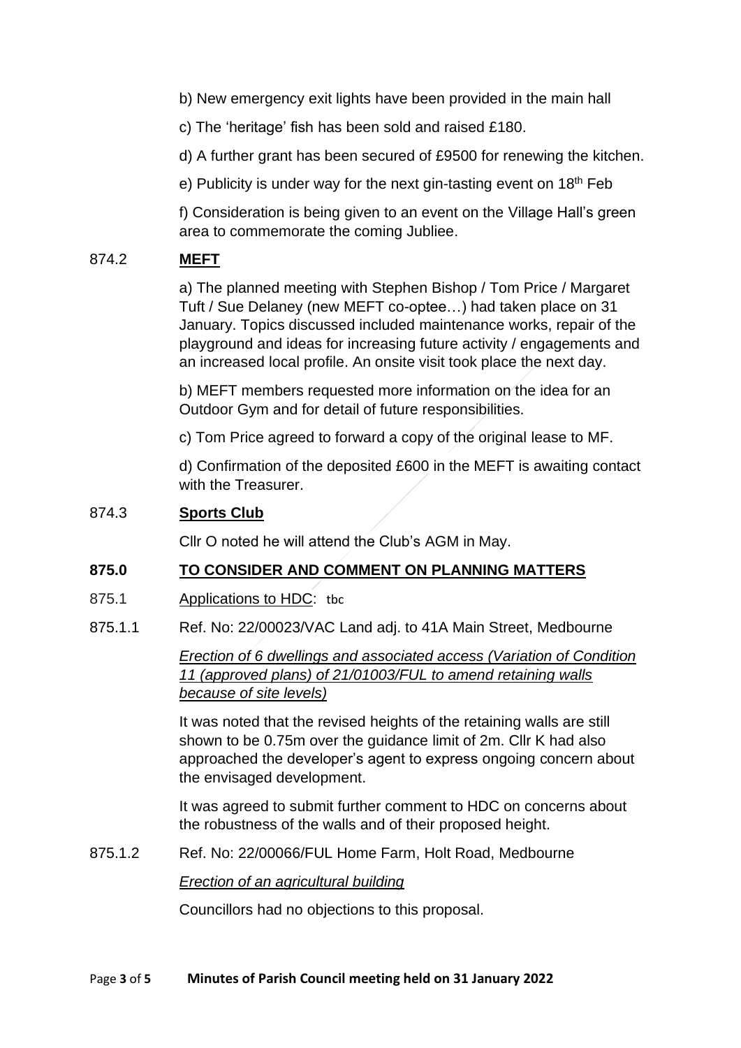b) New emergency exit lights have been provided in the main hall

c) The 'heritage' fish has been sold and raised £180.

d) A further grant has been secured of £9500 for renewing the kitchen.

e) Publicity is under way for the next gin-tasting event on 18th Feb

f) Consideration is being given to an event on the Village Hall's green area to commemorate the coming Jubliee.

874.2 **MEFT**

a) The planned meeting with Stephen Bishop / Tom Price / Margaret Tuft / Sue Delaney (new MEFT co-optee…) had taken place on 31 January. Topics discussed included maintenance works, repair of the playground and ideas for increasing future activity / engagements and an increased local profile. An onsite visit took place the next day.

b) MEFT members requested more information on the idea for an Outdoor Gym and for detail of future responsibilities.

c) Tom Price agreed to forward a copy of the original lease to MF.

d) Confirmation of the deposited £600 in the MEFT is awaiting contact with the Treasurer.

874.3 **Sports Club**

Cllr O noted he will attend the Club's AGM in May.

**875.0 TO CONSIDER AND COMMENT ON PLANNING MATTERS**

875.1 Applications to HDC: tbc

875.1.1 Ref. No: 22/00023/VAC Land adj. to 41A Main Street, Medbourne

*Erection of 6 dwellings and associated access (Variation of Condition 11 (approved plans) of 21/01003/FUL to amend retaining walls because of site levels)*

It was noted that the revised heights of the retaining walls are still shown to be 0.75m over the guidance limit of 2m. Cllr K had also approached the developer's agent to express ongoing concern about the envisaged development.

It was agreed to submit further comment to HDC on concerns about the robustness of the walls and of their proposed height.

875.1.2 Ref. No: 22/00066/FUL Home Farm, Holt Road, Medbourne

*Erection of an agricultural building*

Councillors had no objections to this proposal.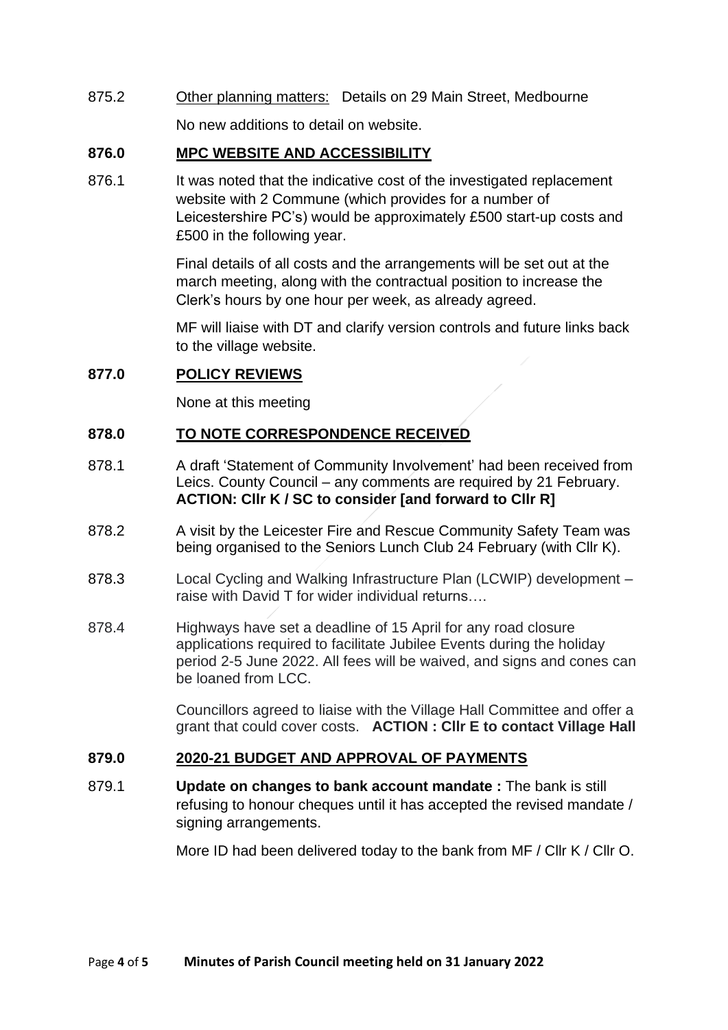875.2 Other planning matters: Details on 29 Main Street, Medbourne

No new additions to detail on website.

## 876.0 MPC WEBSITE AND ACCESSIBILITY

876.1 It was noted that the indicative cost of the investigated replacement website with 2 Commune (which provides for a number of Leicestershire PC's) would be approximately £500 start-up costs and £500 in the following year.

Final details of all costs and the arrangements will be set out at the march meeting, along with the contractual position to increase the Clerk's hours by one hour per week, as already agreed.

MF will liaise with DT and clarify version controls and future links back to the village website.

## 877.0 POLICY REVIEWS

None at this meeting

## 878.0 TO NOTE CORRESPONDENCE RECEIVED

878.1 A draft 'Statement of Community Involvement' had been received from Leics. County Council – any comments are required by 21 February. **ACTION: Cllr K / SC to consider [and forward to Cllr R]**

878.2 A visit by the Leicester Fire and Rescue Community Safety Team was being organised to the Seniors Lunch Club 24 February (with Cllr K).

878.3 Local Cycling and Walking Infrastructure Plan (LCWIP) development – raise with David T for wider individual returns….

878.4 Highways have set a deadline of 15 April for any road closure applications required to facilitate Jubilee Events during the holiday period 2-5 June 2022. All fees will be waived, and signs and cones can be loaned from LCC.

Councillors agreed to liaise with the Village Hall Committee and offer a grant that could cover costs. **ACTION : Cllr E to contact Village Hall**

## 879.0 2020-21 BUDGET AND APPROVAL OF PAYMENTS

879.1 **Update on changes to bank account mandate :** The bank is still refusing to honour cheques until it has accepted the revised mandate / signing arrangements.

More ID had been delivered today to the bank from MF / Cllr K / Cllr O.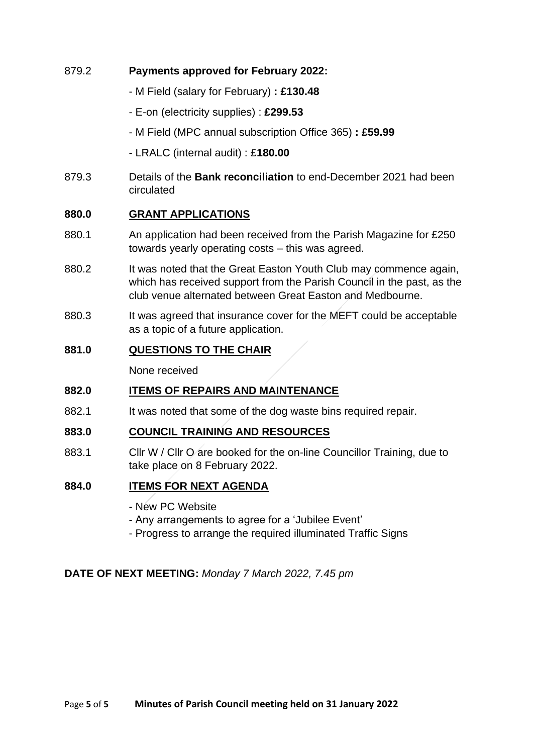879.2 **Payments approved for February 2022:**

- M Field (salary for February) **: £130.48**
- E-on (electricity supplies) : **£299.53**
- M Field (MPC annual subscription Office 365) **: £59.99**
- LRALC (internal audit) : £**180.00**

879.3 Details of the **Bank reconciliation** to end-December 2021 had been circulated

## 880.0 GRANT APPLICATIONS

880.1 An application had been received from the Parish Magazine for £250 towards yearly operating costs – this was agreed.

880.2 It was noted that the Great Easton Youth Club may commence again, which has received support from the Parish Council in the past, as the club venue alternated between Great Easton and Medbourne.

880.3 It was agreed that insurance cover for the MEFT could be acceptable as a topic of a future application.

## 881.0 QUESTIONS TO THE CHAIR

None received

## 882.0 ITEMS OF REPAIRS AND MAINTENANCE

882.1 It was noted that some of the dog waste bins required repair.

## 883.0 COUNCIL TRAINING AND RESOURCES

883.1 Cllr W / Cllr O are booked for the on-line Councillor Training, due to take place on 8 February 2022.

## 884.0 ITEMS FOR NEXT AGENDA

- New PC Website
- Any arrangements to agree for a 'Jubilee Event'
- Progress to arrange the required illuminated Traffic Signs

**DATE OF NEXT MEETING:** *Monday 7 March 2022, 7.45 pm*